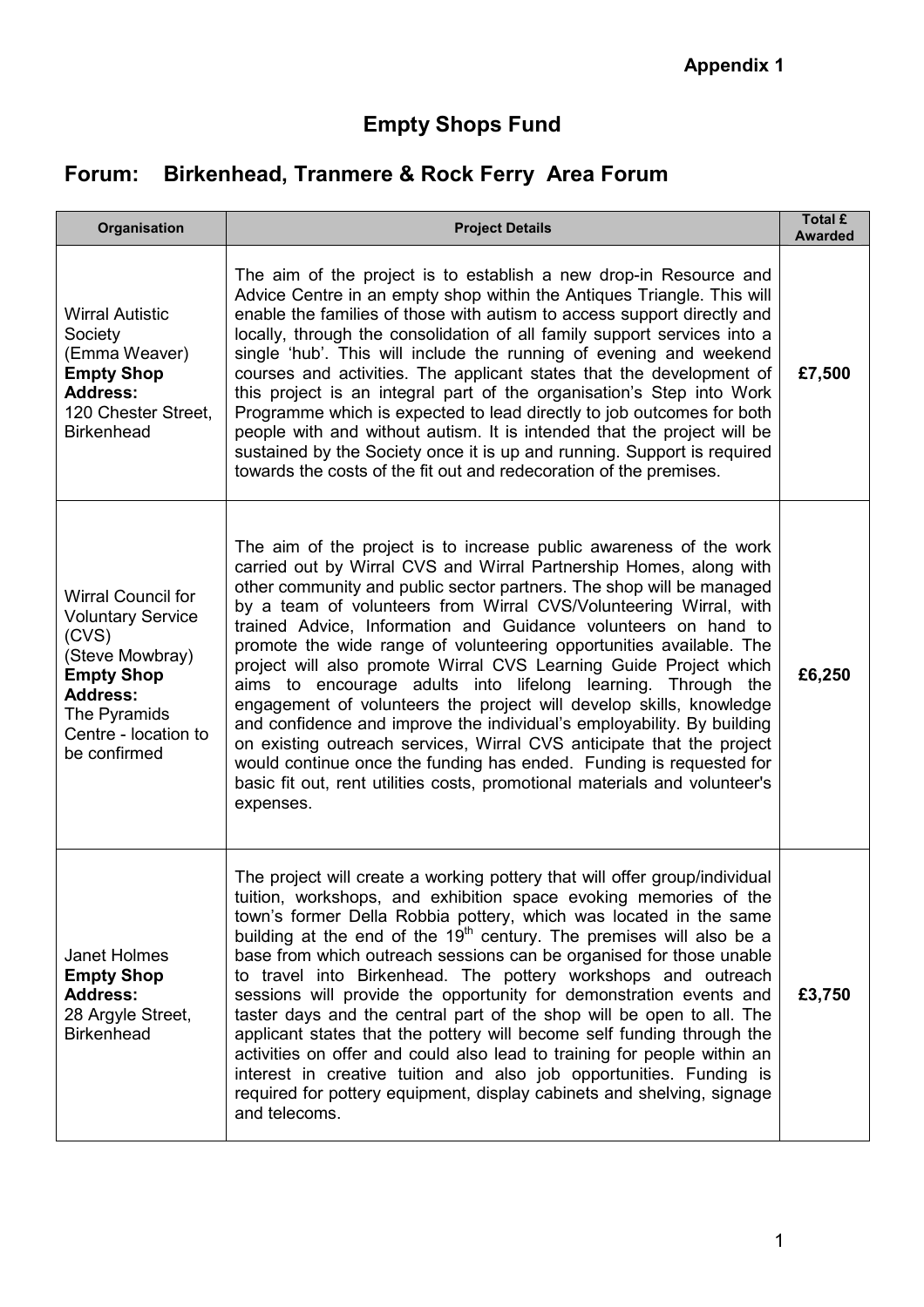**Appendix 1**

# Empty Shops Fund

## Forum: Birkenhead, Tranmere & Rock Ferry Area Forum

| Organisation | Project Details | Total £ Awarded |
|---|---|---|
| Wirral Autistic Society (Emma Weaver) **Empty Shop Address:** 120 Chester Street, Birkenhead | The aim of the project is to establish a new drop-in Resource and Advice Centre in an empty shop within the Antiques Triangle. This will enable the families of those with autism to access support directly and locally, through the consolidation of all family support services into a single 'hub'. This will include the running of evening and weekend courses and activities. The applicant states that the development of this project is an integral part of the organisation's Step into Work Programme which is expected to lead directly to job outcomes for both people with and without autism. It is intended that the project will be sustained by the Society once it is up and running. Support is required towards the costs of the fit out and redecoration of the premises. | £7,500 |
| Wirral Council for Voluntary Service (CVS) (Steve Mowbray) **Empty Shop Address:** The Pyramids Centre - location to be confirmed | The aim of the project is to increase public awareness of the work carried out by Wirral CVS and Wirral Partnership Homes, along with other community and public sector partners. The shop will be managed by a team of volunteers from Wirral CVS/Volunteering Wirral, with trained Advice, Information and Guidance volunteers on hand to promote the wide range of volunteering opportunities available. The project will also promote Wirral CVS Learning Guide Project which aims to encourage adults into lifelong learning. Through the engagement of volunteers the project will develop skills, knowledge and confidence and improve the individual's employability. By building on existing outreach services, Wirral CVS anticipate that the project would continue once the funding has ended. Funding is requested for basic fit out, rent utilities costs, promotional materials and volunteer's expenses. | £6,250 |
| Janet Holmes **Empty Shop Address:** 28 Argyle Street, Birkenhead | The project will create a working pottery that will offer group/individual tuition, workshops, and exhibition space evoking memories of the town's former Della Robbia pottery, which was located in the same building at the end of the 19th century. The premises will also be a base from which outreach sessions can be organised for those unable to travel into Birkenhead. The pottery workshops and outreach sessions will provide the opportunity for demonstration events and taster days and the central part of the shop will be open to all. The applicant states that the pottery will become self funding through the activities on offer and could also lead to training for people within an interest in creative tuition and also job opportunities. Funding is required for pottery equipment, display cabinets and shelving, signage and telecoms. | £3,750 |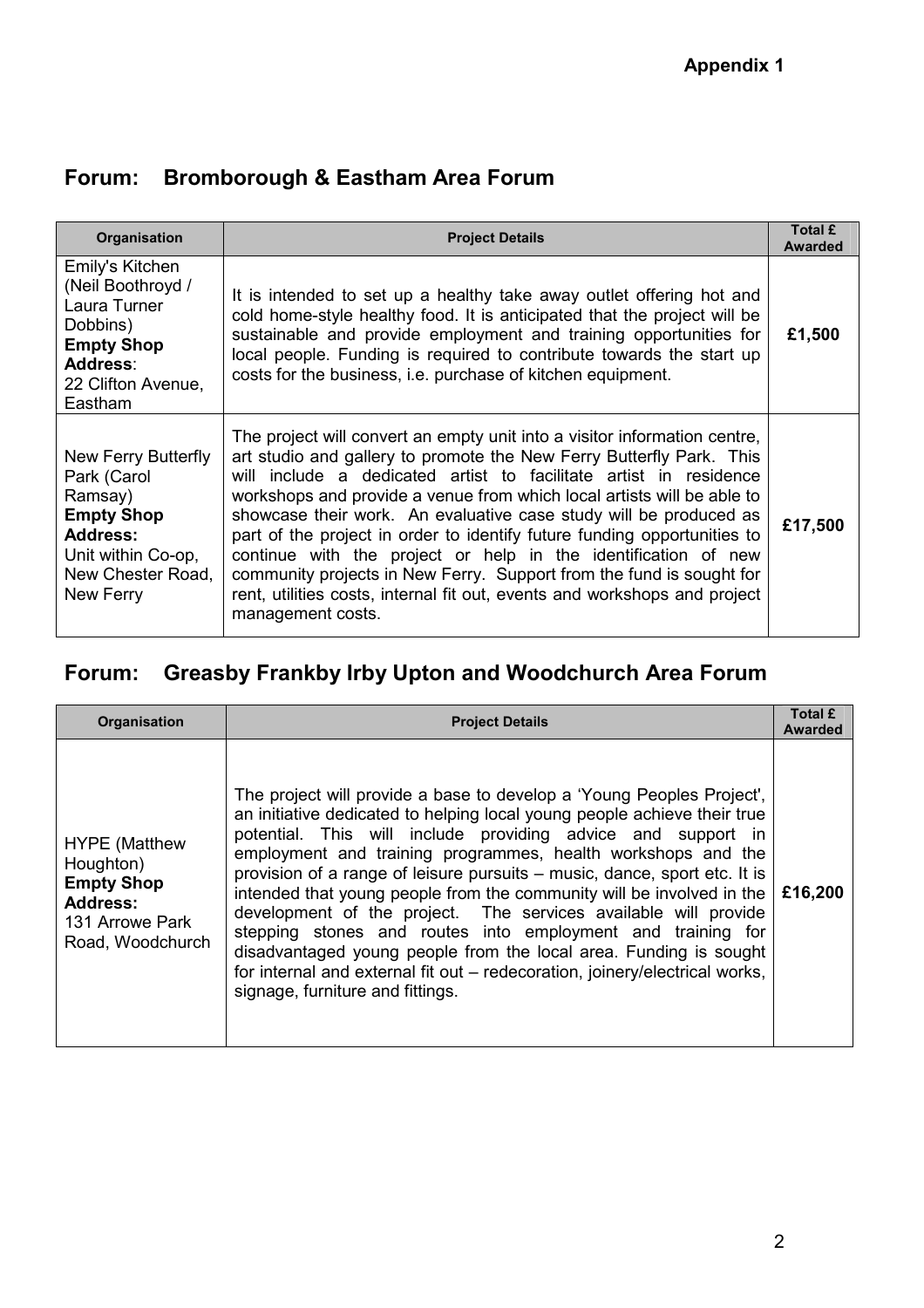**Appendix 1**

## Forum: Bromborough & Eastham Area Forum

| Organisation | Project Details | Total £ Awarded |
|---|---|---|
| Emily's Kitchen (Neil Boothroyd / Laura Turner Dobbins) **Empty Shop Address**: 22 Clifton Avenue, Eastham | It is intended to set up a healthy take away outlet offering hot and cold home-style healthy food. It is anticipated that the project will be sustainable and provide employment and training opportunities for local people. Funding is required to contribute towards the start up costs for the business, i.e. purchase of kitchen equipment. | **£1,500** |
| New Ferry Butterfly Park (Carol Ramsay) **Empty Shop Address:** Unit within Co-op, New Chester Road, New Ferry | The project will convert an empty unit into a visitor information centre, art studio and gallery to promote the New Ferry Butterfly Park. This will include a dedicated artist to facilitate artist in residence workshops and provide a venue from which local artists will be able to showcase their work. An evaluative case study will be produced as part of the project in order to identify future funding opportunities to continue with the project or help in the identification of new community projects in New Ferry. Support from the fund is sought for rent, utilities costs, internal fit out, events and workshops and project management costs. | **£17,500** |

## Forum: Greasby Frankby Irby Upton and Woodchurch Area Forum

| Organisation | Project Details | Total £ Awarded |
|---|---|---|
| HYPE (Matthew Houghton) **Empty Shop Address:** 131 Arrowe Park Road, Woodchurch | The project will provide a base to develop a 'Young Peoples Project', an initiative dedicated to helping local young people achieve their true potential. This will include providing advice and support in employment and training programmes, health workshops and the provision of a range of leisure pursuits – music, dance, sport etc. It is intended that young people from the community will be involved in the development of the project. The services available will provide stepping stones and routes into employment and training for disadvantaged young people from the local area. Funding is sought for internal and external fit out – redecoration, joinery/electrical works, signage, furniture and fittings. | **£16,200** |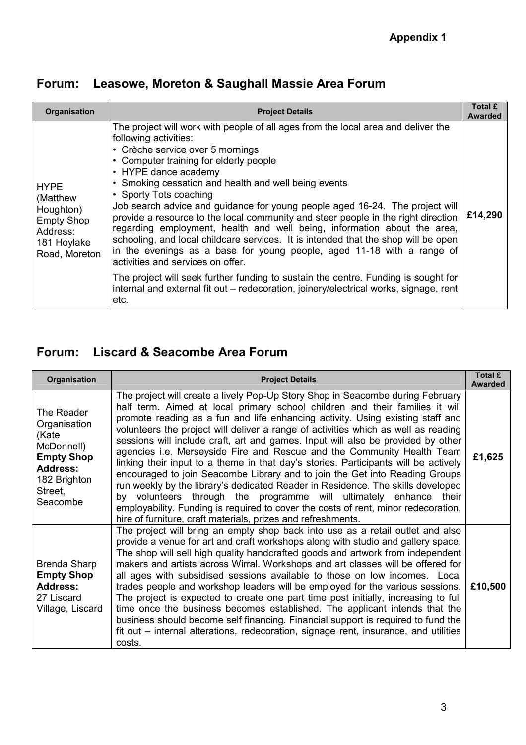**Appendix 1**

## Forum: Leasowe, Moreton & Saughall Massie Area Forum

| Organisation | Project Details | Total £ Awarded |
|---|---|---|
| HYPE (Matthew Houghton) Empty Shop Address: 181 Hoylake Road, Moreton | The project will work with people of all ages from the local area and deliver the following activities:<br>• Crèche service over 5 mornings<br>• Computer training for elderly people<br>• HYPE dance academy<br>• Smoking cessation and health and well being events<br>• Sporty Tots coaching<br>Job search advice and guidance for young people aged 16-24. The project will provide a resource to the local community and steer people in the right direction regarding employment, health and well being, information about the area, schooling, and local childcare services. It is intended that the shop will be open in the evenings as a base for young people, aged 11-18 with a range of activities and services on offer.<br>The project will seek further funding to sustain the centre. Funding is sought for internal and external fit out – redecoration, joinery/electrical works, signage, rent etc. | £14,290 |

## Forum: Liscard & Seacombe Area Forum

| Organisation | Project Details | Total £ Awarded |
|---|---|---|
| The Reader Organisation (Kate McDonnell) **Empty Shop Address:** 182 Brighton Street, Seacombe | The project will create a lively Pop-Up Story Shop in Seacombe during February half term. Aimed at local primary school children and their families it will promote reading as a fun and life enhancing activity. Using existing staff and volunteers the project will deliver a range of activities which as well as reading sessions will include craft, art and games. Input will also be provided by other agencies i.e. Merseyside Fire and Rescue and the Community Health Team linking their input to a theme in that day's stories. Participants will be actively encouraged to join Seacombe Library and to join the Get into Reading Groups run weekly by the library's dedicated Reader in Residence. The skills developed by volunteers through the programme will ultimately enhance their employability. Funding is required to cover the costs of rent, minor redecoration, hire of furniture, craft materials, prizes and refreshments. | £1,625 |
| Brenda Sharp **Empty Shop Address:** 27 Liscard Village, Liscard | The project will bring an empty shop back into use as a retail outlet and also provide a venue for art and craft workshops along with studio and gallery space. The shop will sell high quality handcrafted goods and artwork from independent makers and artists across Wirral. Workshops and art classes will be offered for all ages with subsidised sessions available to those on low incomes. Local trades people and workshop leaders will be employed for the various sessions. The project is expected to create one part time post initially, increasing to full time once the business becomes established. The applicant intends that the business should become self financing. Financial support is required to fund the fit out – internal alterations, redecoration, signage rent, insurance, and utilities costs. | £10,500 |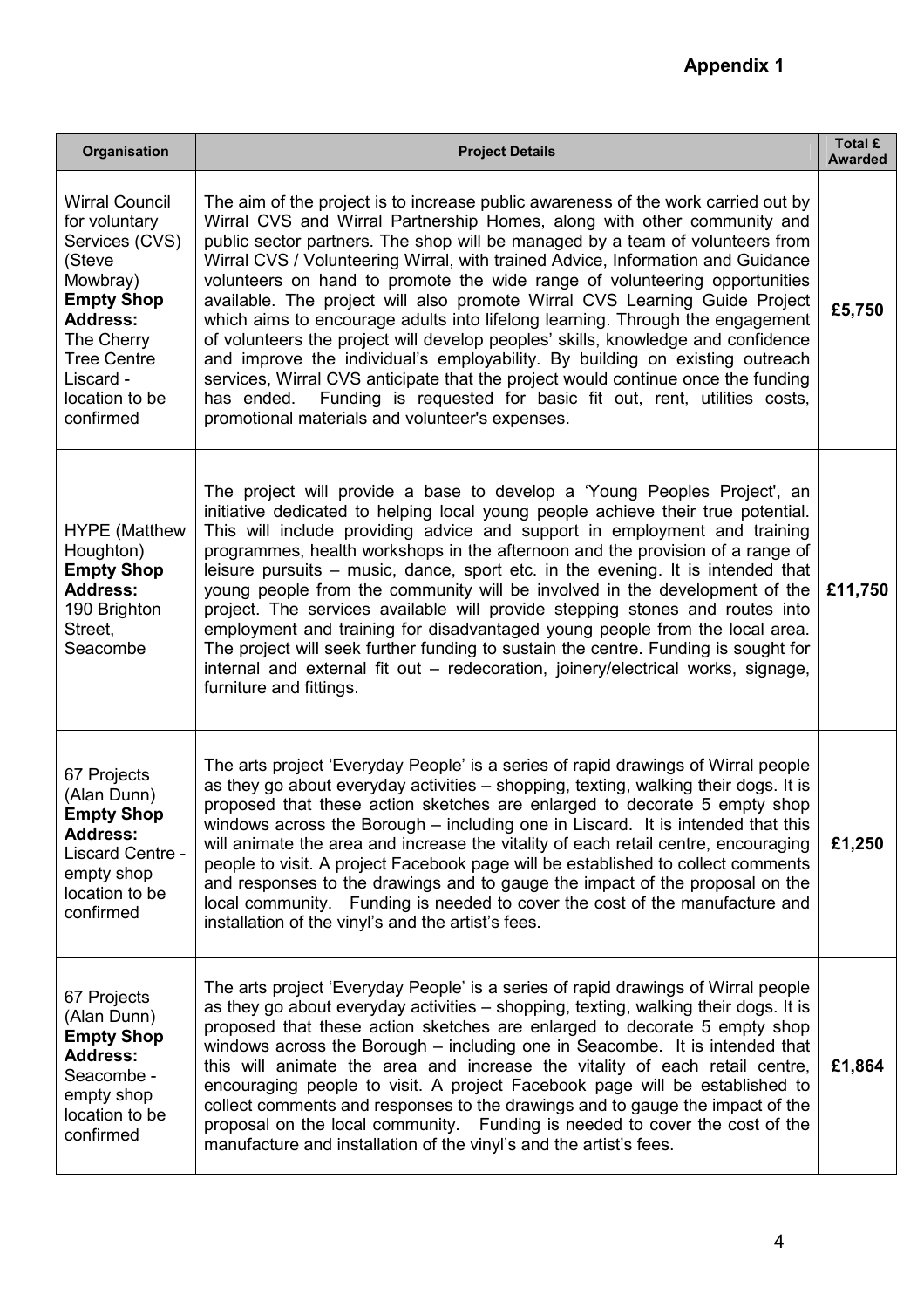**Appendix 1**

| Organisation | Project Details | Total £ Awarded |
|---|---|---|
| Wirral Council for voluntary Services (CVS) (Steve Mowbray) **Empty Shop Address:** The Cherry Tree Centre Liscard - location to be confirmed | The aim of the project is to increase public awareness of the work carried out by Wirral CVS and Wirral Partnership Homes, along with other community and public sector partners. The shop will be managed by a team of volunteers from Wirral CVS / Volunteering Wirral, with trained Advice, Information and Guidance volunteers on hand to promote the wide range of volunteering opportunities available. The project will also promote Wirral CVS Learning Guide Project which aims to encourage adults into lifelong learning. Through the engagement of volunteers the project will develop peoples' skills, knowledge and confidence and improve the individual's employability. By building on existing outreach services, Wirral CVS anticipate that the project would continue once the funding has ended. Funding is requested for basic fit out, rent, utilities costs, promotional materials and volunteer's expenses. | **£5,750** |
| HYPE (Matthew Houghton) **Empty Shop Address:** 190 Brighton Street, Seacombe | The project will provide a base to develop a 'Young Peoples Project', an initiative dedicated to helping local young people achieve their true potential. This will include providing advice and support in employment and training programmes, health workshops in the afternoon and the provision of a range of leisure pursuits – music, dance, sport etc. in the evening. It is intended that young people from the community will be involved in the development of the project. The services available will provide stepping stones and routes into employment and training for disadvantaged young people from the local area. The project will seek further funding to sustain the centre. Funding is sought for internal and external fit out – redecoration, joinery/electrical works, signage, furniture and fittings. | **£11,750** |
| 67 Projects (Alan Dunn) **Empty Shop Address:** Liscard Centre - empty shop location to be confirmed | The arts project 'Everyday People' is a series of rapid drawings of Wirral people as they go about everyday activities – shopping, texting, walking their dogs. It is proposed that these action sketches are enlarged to decorate 5 empty shop windows across the Borough – including one in Liscard. It is intended that this will animate the area and increase the vitality of each retail centre, encouraging people to visit. A project Facebook page will be established to collect comments and responses to the drawings and to gauge the impact of the proposal on the local community. Funding is needed to cover the cost of the manufacture and installation of the vinyl's and the artist's fees. | **£1,250** |
| 67 Projects (Alan Dunn) **Empty Shop Address:** Seacombe - empty shop location to be confirmed | The arts project 'Everyday People' is a series of rapid drawings of Wirral people as they go about everyday activities – shopping, texting, walking their dogs. It is proposed that these action sketches are enlarged to decorate 5 empty shop windows across the Borough – including one in Seacombe. It is intended that this will animate the area and increase the vitality of each retail centre, encouraging people to visit. A project Facebook page will be established to collect comments and responses to the drawings and to gauge the impact of the proposal on the local community. Funding is needed to cover the cost of the manufacture and installation of the vinyl's and the artist's fees. | **£1,864** |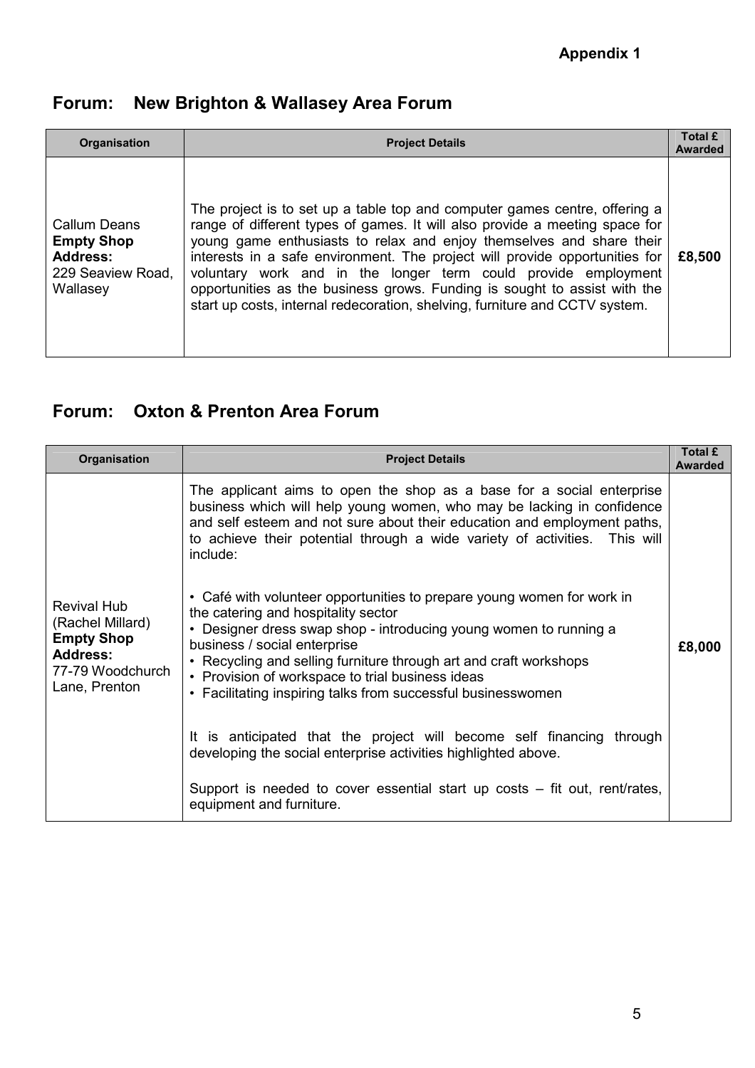**Appendix 1**

## Forum: New Brighton & Wallasey Area Forum

| Organisation | Project Details | Total £ Awarded |
|---|---|---|
| Callum Deans<br>**Empty Shop Address:**<br>229 Seaview Road, Wallasey | The project is to set up a table top and computer games centre, offering a range of different types of games. It will also provide a meeting space for young game enthusiasts to relax and enjoy themselves and share their interests in a safe environment. The project will provide opportunities for voluntary work and in the longer term could provide employment opportunities as the business grows. Funding is sought to assist with the start up costs, internal redecoration, shelving, furniture and CCTV system. | **£8,500** |

## Forum: Oxton & Prenton Area Forum

| Organisation | Project Details | Total £ Awarded |
|---|---|---|
| Revival Hub (Rachel Millard)<br>**Empty Shop Address:**<br>77-79 Woodchurch Lane, Prenton | The applicant aims to open the shop as a base for a social enterprise business which will help young women, who may be lacking in confidence and self esteem and not sure about their education and employment paths, to achieve their potential through a wide variety of activities. This will include:<br><br>• Café with volunteer opportunities to prepare young women for work in the catering and hospitality sector<br>• Designer dress swap shop - introducing young women to running a business / social enterprise<br>• Recycling and selling furniture through art and craft workshops<br>• Provision of workspace to trial business ideas<br>• Facilitating inspiring talks from successful businesswomen<br><br>It is anticipated that the project will become self financing through developing the social enterprise activities highlighted above.<br><br>Support is needed to cover essential start up costs – fit out, rent/rates, equipment and furniture. | **£8,000** |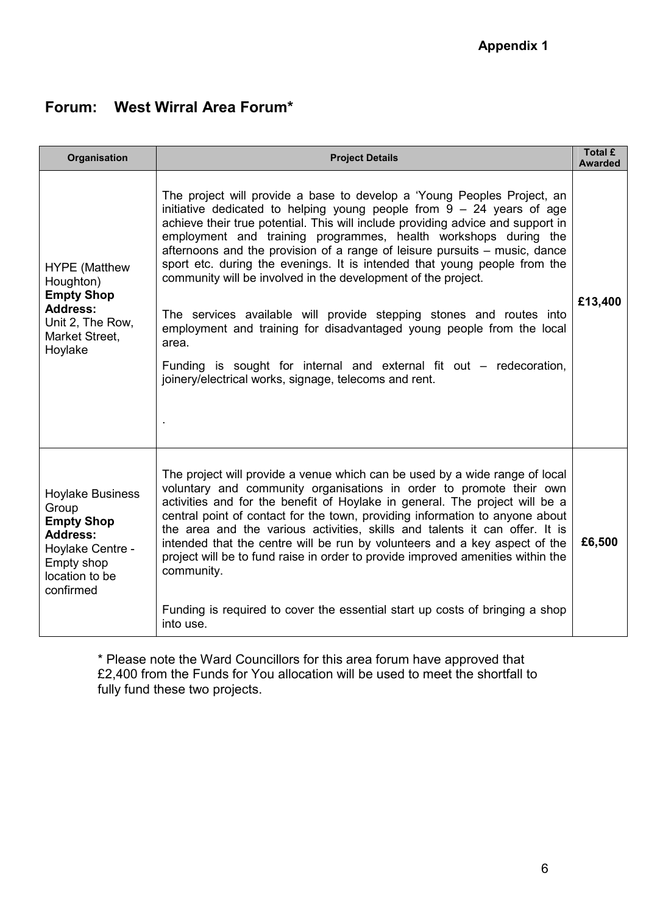**Appendix 1**

## Forum: West Wirral Area Forum*

| Organisation | Project Details | Total £ Awarded |
|---|---|---|
| HYPE (Matthew Houghton) **Empty Shop Address:** Unit 2, The Row, Market Street, Hoylake | The project will provide a base to develop a 'Young Peoples Project, an initiative dedicated to helping young people from 9 – 24 years of age achieve their true potential. This will include providing advice and support in employment and training programmes, health workshops during the afternoons and the provision of a range of leisure pursuits – music, dance sport etc. during the evenings. It is intended that young people from the community will be involved in the development of the project.<br><br>The services available will provide stepping stones and routes into employment and training for disadvantaged young people from the local area.<br><br>Funding is sought for internal and external fit out – redecoration, joinery/electrical works, signage, telecoms and rent.<br><br>. | £13,400 |
| Hoylake Business Group **Empty Shop Address:** Hoylake Centre - Empty shop location to be confirmed | The project will provide a venue which can be used by a wide range of local voluntary and community organisations in order to promote their own activities and for the benefit of Hoylake in general. The project will be a central point of contact for the town, providing information to anyone about the area and the various activities, skills and talents it can offer. It is intended that the centre will be run by volunteers and a key aspect of the project will be to fund raise in order to provide improved amenities within the community.<br><br>Funding is required to cover the essential start up costs of bringing a shop into use. | £6,500 |

* Please note the Ward Councillors for this area forum have approved that £2,400 from the Funds for You allocation will be used to meet the shortfall to fully fund these two projects.